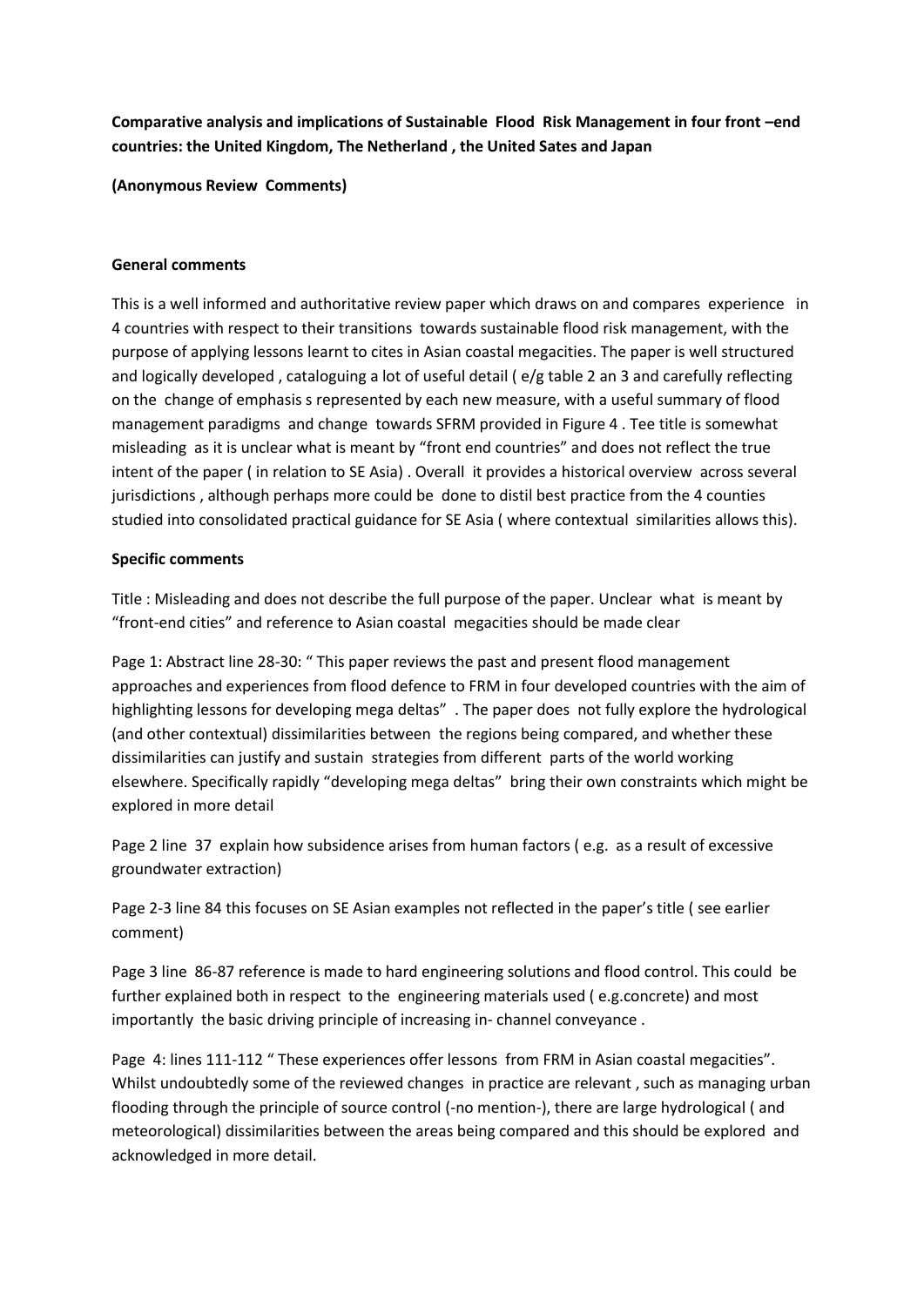**Comparative analysis and implications of Sustainable Flood Risk Management in four front –end countries: the United Kingdom, The Netherland , the United Sates and Japan**

**(Anonymous Review Comments)**

**General comments**

This is a well informed and authoritative review paper which draws on and compares experience in 4 countries with respect to their transitions towards sustainable flood risk management, with the purpose of applying lessons learnt to cites in Asian coastal megacities. The paper is well structured and logically developed , cataloguing a lot of useful detail ( e/g table 2 an 3 and carefully reflecting on the change of emphasis s represented by each new measure, with a useful summary of flood management paradigms and change towards SFRM provided in Figure 4 . Tee title is somewhat misleading as it is unclear what is meant by "front end countries" and does not reflect the true intent of the paper ( in relation to SE Asia) . Overall it provides a historical overview across several jurisdictions , although perhaps more could be done to distil best practice from the 4 counties studied into consolidated practical guidance for SE Asia ( where contextual similarities allows this).

**Specific comments**

Title : Misleading and does not describe the full purpose of the paper. Unclear what is meant by "front-end cities" and reference to Asian coastal megacities should be made clear

Page 1: Abstract line 28-30: " This paper reviews the past and present flood management approaches and experiences from flood defence to FRM in four developed countries with the aim of highlighting lessons for developing mega deltas" . The paper does not fully explore the hydrological (and other contextual) dissimilarities between the regions being compared, and whether these dissimilarities can justify and sustain strategies from different parts of the world working elsewhere. Specifically rapidly "developing mega deltas" bring their own constraints which might be explored in more detail

Page 2 line 37 explain how subsidence arises from human factors ( e.g. as a result of excessive groundwater extraction)

Page 2-3 line 84 this focuses on SE Asian examples not reflected in the paper's title ( see earlier comment)

Page 3 line 86-87 reference is made to hard engineering solutions and flood control. This could be further explained both in respect to the engineering materials used ( e.g.concrete) and most importantly the basic driving principle of increasing in- channel conveyance .

Page 4: lines 111-112 " These experiences offer lessons from FRM in Asian coastal megacities". Whilst undoubtedly some of the reviewed changes in practice are relevant , such as managing urban flooding through the principle of source control (-no mention-), there are large hydrological ( and meteorological) dissimilarities between the areas being compared and this should be explored and acknowledged in more detail.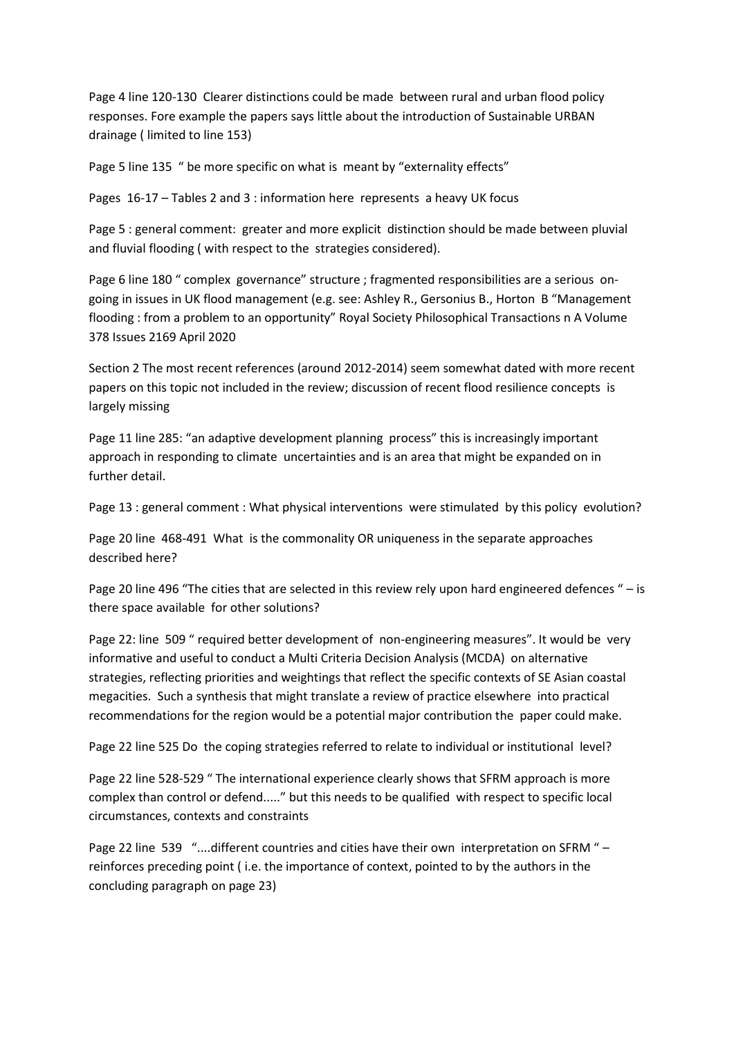Page 4 line 120-130 Clearer distinctions could be made between rural and urban flood policy responses. Fore example the papers says little about the introduction of Sustainable URBAN drainage ( limited to line 153)

Page 5 line 135 " be more specific on what is meant by "externality effects"

Pages 16-17 – Tables 2 and 3 : information here represents a heavy UK focus

Page 5 : general comment: greater and more explicit distinction should be made between pluvial and fluvial flooding ( with respect to the strategies considered).

Page 6 line 180 " complex governance" structure ; fragmented responsibilities are a serious on-going in issues in UK flood management (e.g. see: Ashley R., Gersonius B., Horton B "Management flooding : from a problem to an opportunity" Royal Society Philosophical Transactions n A Volume 378 Issues 2169 April 2020

Section 2 The most recent references (around 2012-2014) seem somewhat dated with more recent papers on this topic not included in the review; discussion of recent flood resilience concepts is largely missing

Page 11 line 285: "an adaptive development planning process" this is increasingly important approach in responding to climate uncertainties and is an area that might be expanded on in further detail.

Page 13 : general comment : What physical interventions were stimulated by this policy evolution?

Page 20 line 468-491 What is the commonality OR uniqueness in the separate approaches described here?

Page 20 line 496 "The cities that are selected in this review rely upon hard engineered defences " – is there space available for other solutions?

Page 22: line 509 " required better development of non-engineering measures". It would be very informative and useful to conduct a Multi Criteria Decision Analysis (MCDA) on alternative strategies, reflecting priorities and weightings that reflect the specific contexts of SE Asian coastal megacities. Such a synthesis that might translate a review of practice elsewhere into practical recommendations for the region would be a potential major contribution the paper could make.

Page 22 line 525 Do the coping strategies referred to relate to individual or institutional level?

Page 22 line 528-529 " The international experience clearly shows that SFRM approach is more complex than control or defend....." but this needs to be qualified with respect to specific local circumstances, contexts and constraints

Page 22 line 539 "....different countries and cities have their own interpretation on SFRM " – reinforces preceding point ( i.e. the importance of context, pointed to by the authors in the concluding paragraph on page 23)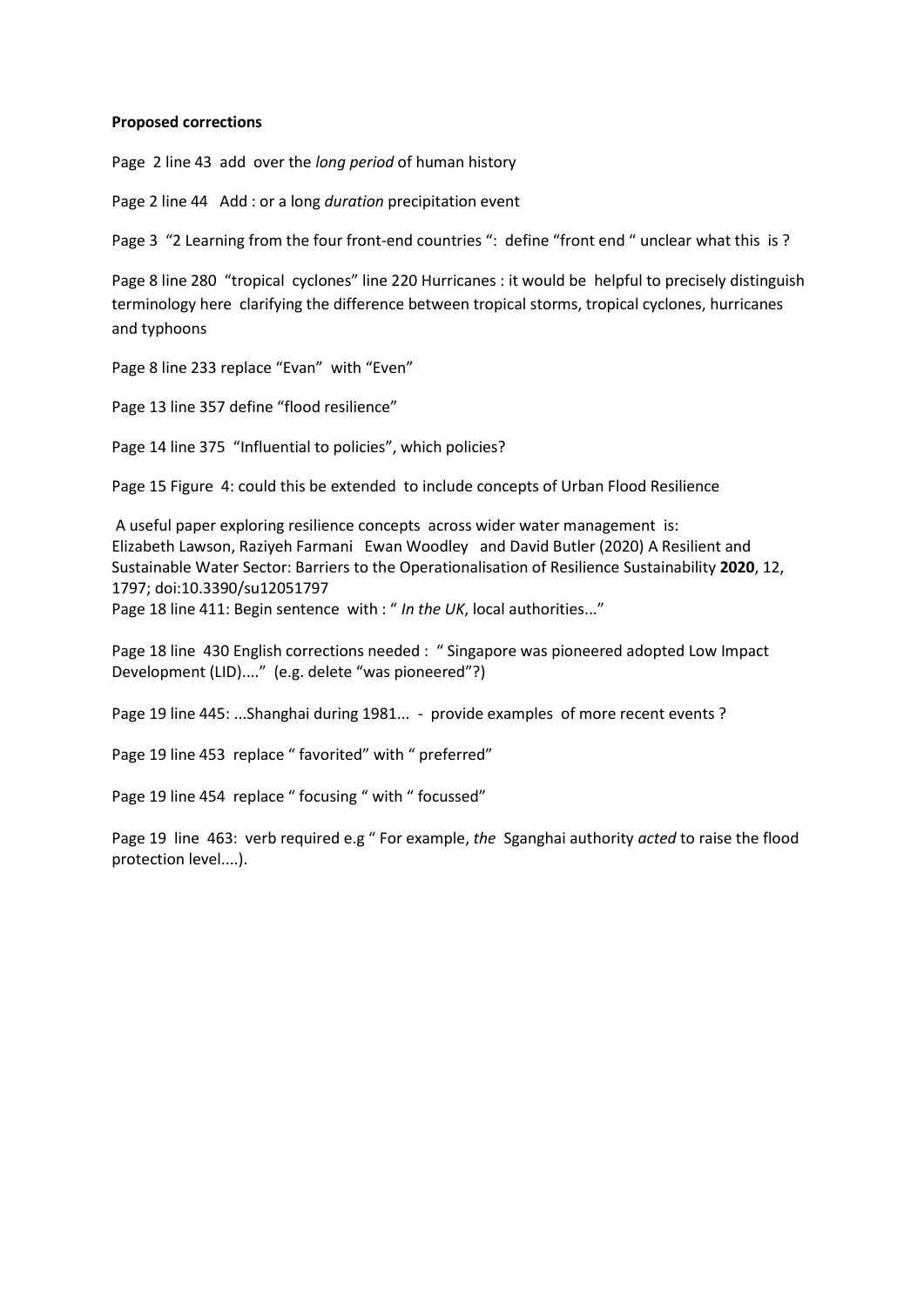**Proposed corrections**

Page 2 line 43 add over the *long period* of human history

Page 2 line 44 Add : or a long *duration* precipitation event

Page 3 "2 Learning from the four front-end countries ": define "front end " unclear what this is ?

Page 8 line 280 "tropical cyclones" line 220 Hurricanes : it would be helpful to precisely distinguish terminology here clarifying the difference between tropical storms, tropical cyclones, hurricanes and typhoons

Page 8 line 233 replace "Evan" with "Even"

Page 13 line 357 define "flood resilience"

Page 14 line 375 "Influential to policies", which policies?

Page 15 Figure 4: could this be extended to include concepts of Urban Flood Resilience

A useful paper exploring resilience concepts across wider water management is:
Elizabeth Lawson, Raziyeh Farmani Ewan Woodley and David Butler (2020) A Resilient and Sustainable Water Sector: Barriers to the Operationalisation of Resilience Sustainability **2020**, 12, 1797; doi:10.3390/su12051797

Page 18 line 411: Begin sentence with : " *In the UK*, local authorities..."

Page 18 line 430 English corrections needed : " Singapore was pioneered adopted Low Impact Development (LID)...." (e.g. delete "was pioneered"?)

Page 19 line 445: ...Shanghai during 1981... - provide examples of more recent events ?

Page 19 line 453 replace " favorited" with " preferred"

Page 19 line 454 replace " focusing " with " focussed"

Page 19 line 463: verb required e.g " For example, *the* Sganghai authority *acted* to raise the flood protection level....).